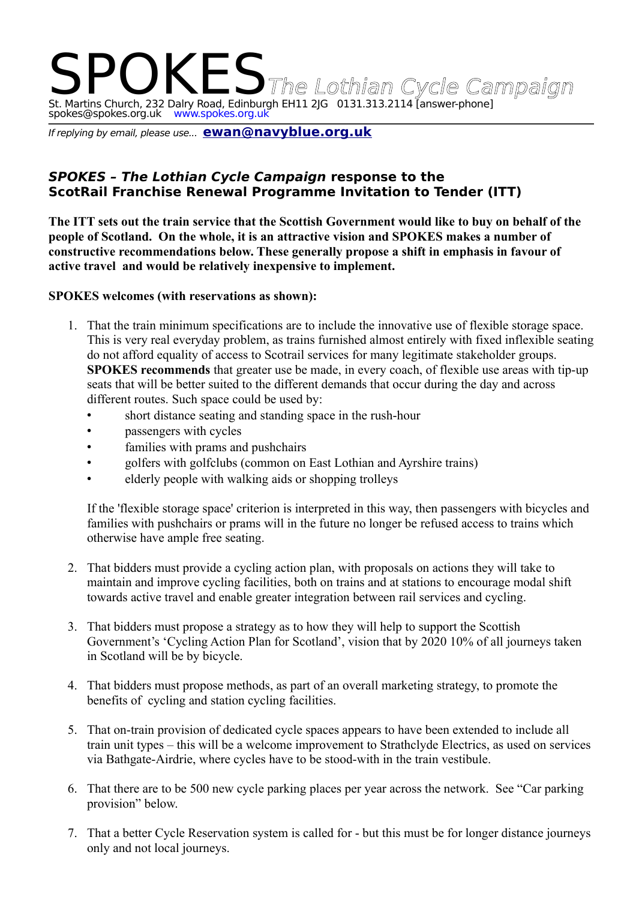# SPOKES *The Lothian Cycle Campaign*

St. Martins Church, 232 Dalry Road, Edinburgh EH11 2JG 0131.313.2114 [answer-phone]
spokes@spokes.org.uk www.spokes.org.uk

*If replying by email, please use...* **ewan@navyblue.org.uk**

## ***SPOKES – The Lothian Cycle Campaign*** **response to the ScotRail Franchise Renewal Programme Invitation to Tender (ITT)**

**The ITT sets out the train service that the Scottish Government would like to buy on behalf of the people of Scotland. On the whole, it is an attractive vision and SPOKES makes a number of constructive recommendations below. These generally propose a shift in emphasis in favour of active travel and would be relatively inexpensive to implement.**

**SPOKES welcomes (with reservations as shown):**

1. That the train minimum specifications are to include the innovative use of flexible storage space. This is very real everyday problem, as trains furnished almost entirely with fixed inflexible seating do not afford equality of access to Scotrail services for many legitimate stakeholder groups. **SPOKES recommends** that greater use be made, in every coach, of flexible use areas with tip-up seats that will be better suited to the different demands that occur during the day and across different routes. Such space could be used by:
   - short distance seating and standing space in the rush-hour
   - passengers with cycles
   - families with prams and pushchairs
   - golfers with golfclubs (common on East Lothian and Ayrshire trains)
   - elderly people with walking aids or shopping trolleys

   If the 'flexible storage space' criterion is interpreted in this way, then passengers with bicycles and families with pushchairs or prams will in the future no longer be refused access to trains which otherwise have ample free seating.

2. That bidders must provide a cycling action plan, with proposals on actions they will take to maintain and improve cycling facilities, both on trains and at stations to encourage modal shift towards active travel and enable greater integration between rail services and cycling.

3. That bidders must propose a strategy as to how they will help to support the Scottish Government's 'Cycling Action Plan for Scotland', vision that by 2020 10% of all journeys taken in Scotland will be by bicycle.

4. That bidders must propose methods, as part of an overall marketing strategy, to promote the benefits of cycling and station cycling facilities.

5. That on-train provision of dedicated cycle spaces appears to have been extended to include all train unit types – this will be a welcome improvement to Strathclyde Electrics, as used on services via Bathgate-Airdrie, where cycles have to be stood-with in the train vestibule.

6. That there are to be 500 new cycle parking places per year across the network. See "Car parking provision" below.

7. That a better Cycle Reservation system is called for - but this must be for longer distance journeys only and not local journeys.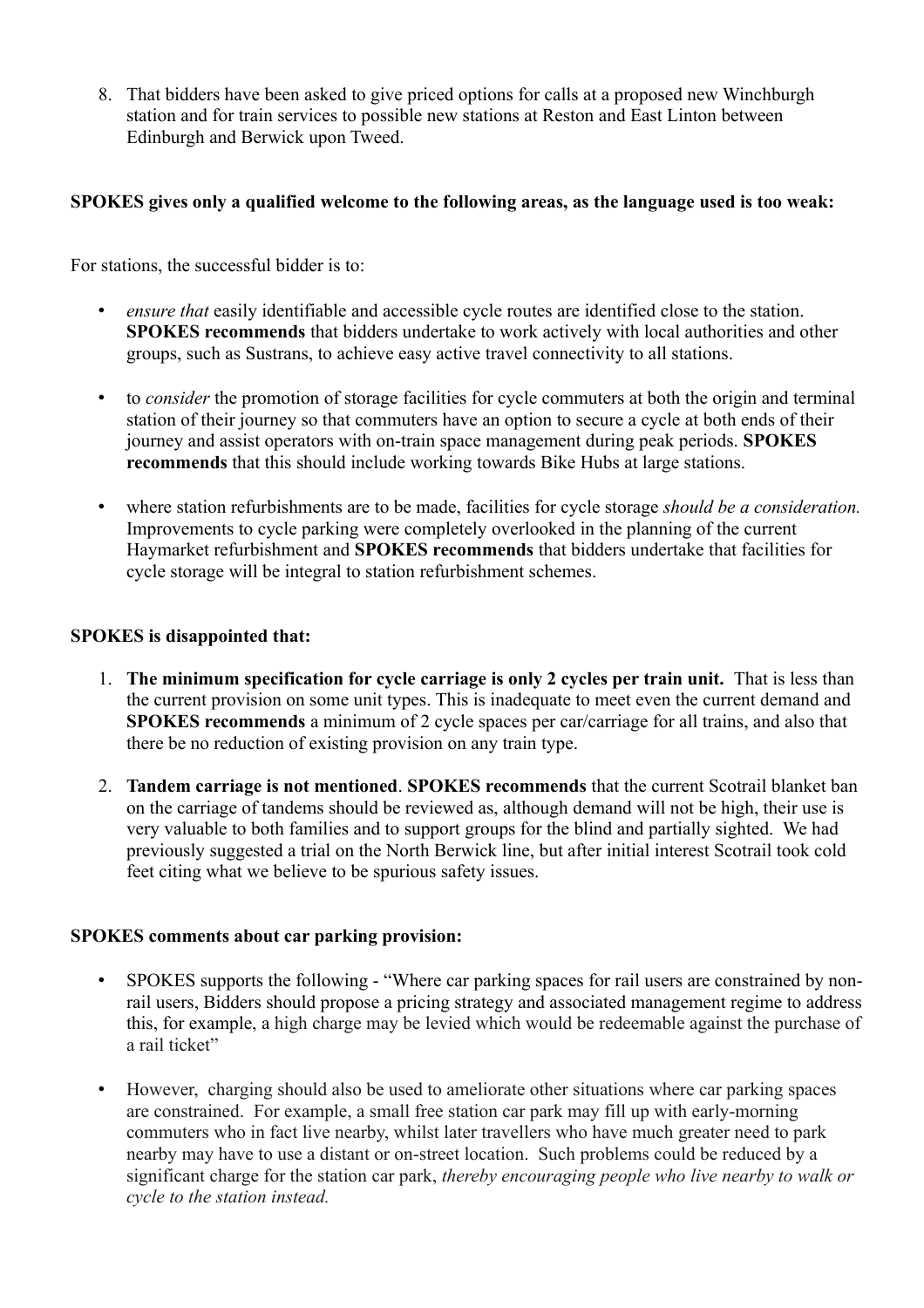8. That bidders have been asked to give priced options for calls at a proposed new Winchburgh station and for train services to possible new stations at Reston and East Linton between Edinburgh and Berwick upon Tweed.

**SPOKES gives only a qualified welcome to the following areas, as the language used is too weak:**

For stations, the successful bidder is to:

- *ensure that* easily identifiable and accessible cycle routes are identified close to the station. **SPOKES recommends** that bidders undertake to work actively with local authorities and other groups, such as Sustrans, to achieve easy active travel connectivity to all stations.
- to *consider* the promotion of storage facilities for cycle commuters at both the origin and terminal station of their journey so that commuters have an option to secure a cycle at both ends of their journey and assist operators with on-train space management during peak periods. **SPOKES recommends** that this should include working towards Bike Hubs at large stations.
- where station refurbishments are to be made, facilities for cycle storage *should be a consideration.* Improvements to cycle parking were completely overlooked in the planning of the current Haymarket refurbishment and **SPOKES recommends** that bidders undertake that facilities for cycle storage will be integral to station refurbishment schemes.

**SPOKES is disappointed that:**

1. **The minimum specification for cycle carriage is only 2 cycles per train unit.** That is less than the current provision on some unit types. This is inadequate to meet even the current demand and **SPOKES recommends** a minimum of 2 cycle spaces per car/carriage for all trains, and also that there be no reduction of existing provision on any train type.
2. **Tandem carriage is not mentioned**. **SPOKES recommends** that the current Scotrail blanket ban on the carriage of tandems should be reviewed as, although demand will not be high, their use is very valuable to both families and to support groups for the blind and partially sighted. We had previously suggested a trial on the North Berwick line, but after initial interest Scotrail took cold feet citing what we believe to be spurious safety issues.

**SPOKES comments about car parking provision:**

- SPOKES supports the following - "Where car parking spaces for rail users are constrained by non-rail users, Bidders should propose a pricing strategy and associated management regime to address this, for example, a high charge may be levied which would be redeemable against the purchase of a rail ticket"
- However, charging should also be used to ameliorate other situations where car parking spaces are constrained. For example, a small free station car park may fill up with early-morning commuters who in fact live nearby, whilst later travellers who have much greater need to park nearby may have to use a distant or on-street location. Such problems could be reduced by a significant charge for the station car park, *thereby encouraging people who live nearby to walk or cycle to the station instead.*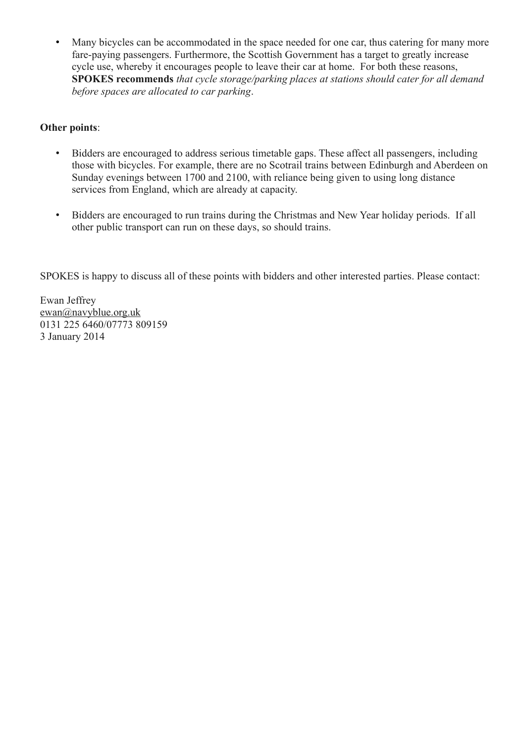- Many bicycles can be accommodated in the space needed for one car, thus catering for many more fare-paying passengers. Furthermore, the Scottish Government has a target to greatly increase cycle use, whereby it encourages people to leave their car at home. For both these reasons, **SPOKES recommends** *that cycle storage/parking places at stations should cater for all demand before spaces are allocated to car parking*.

**Other points**:

- Bidders are encouraged to address serious timetable gaps. These affect all passengers, including those with bicycles. For example, there are no Scotrail trains between Edinburgh and Aberdeen on Sunday evenings between 1700 and 2100, with reliance being given to using long distance services from England, which are already at capacity.

- Bidders are encouraged to run trains during the Christmas and New Year holiday periods. If all other public transport can run on these days, so should trains.

SPOKES is happy to discuss all of these points with bidders and other interested parties. Please contact:

Ewan Jeffrey
ewan@navyblue.org.uk
0131 225 6460/07773 809159
3 January 2014